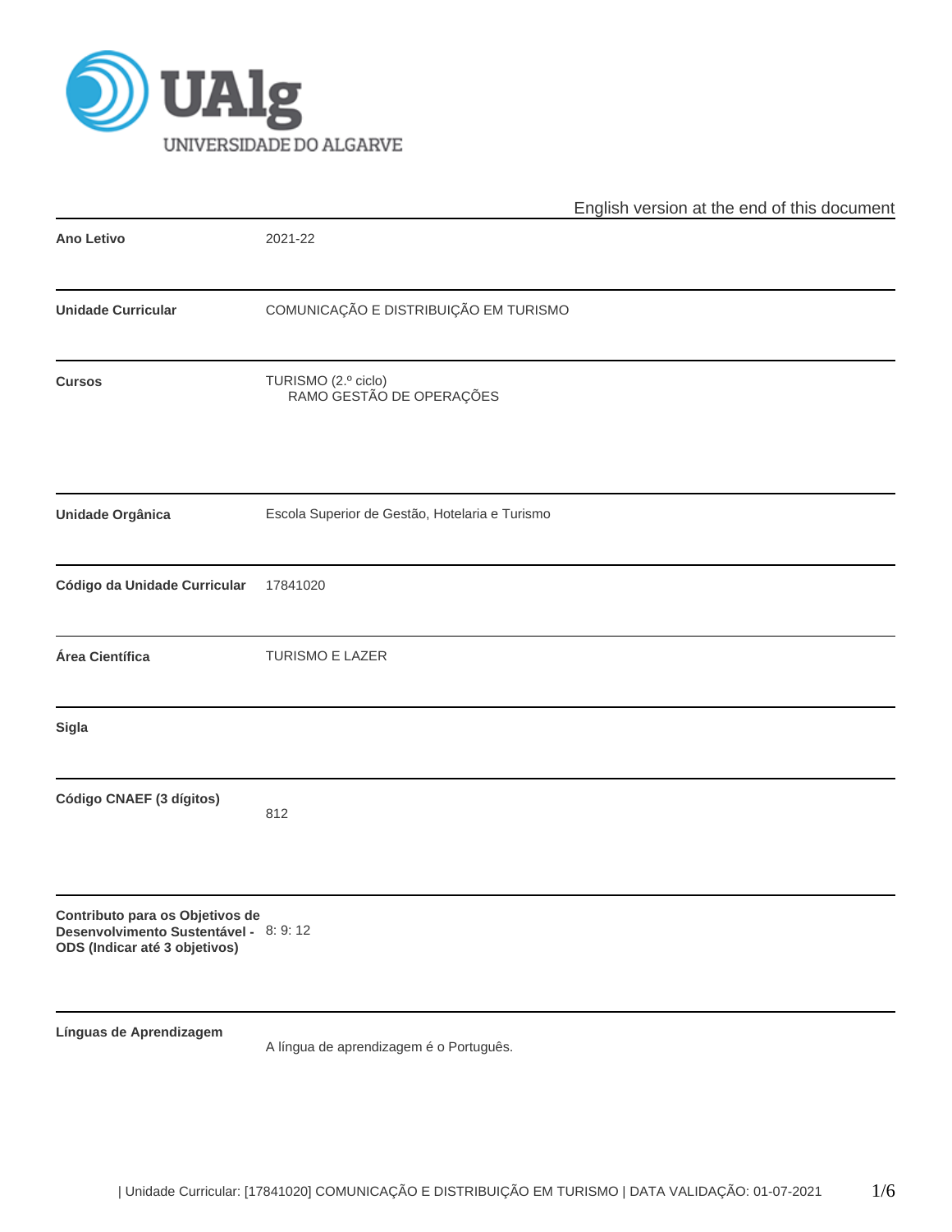English version at the end of this document

| | |
|---|---|
| **Ano Letivo** | 2021-22 |
| **Unidade Curricular** | COMUNICAÇÃO E DISTRIBUIÇÃO EM TURISMO |
| **Cursos** | TURISMO (2.º ciclo)<br>RAMO GESTÃO DE OPERAÇÕES |
| **Unidade Orgânica** | Escola Superior de Gestão, Hotelaria e Turismo |
| **Código da Unidade Curricular** | 17841020 |
| **Área Científica** | TURISMO E LAZER |
| **Sigla** | |
| **Código CNAEF (3 dígitos)** | 812 |
| **Contributo para os Objetivos de Desenvolvimento Sustentável - ODS (Indicar até 3 objetivos)** | 8; 9; 12 |
| **Línguas de Aprendizagem** | A língua de aprendizagem é o Português. |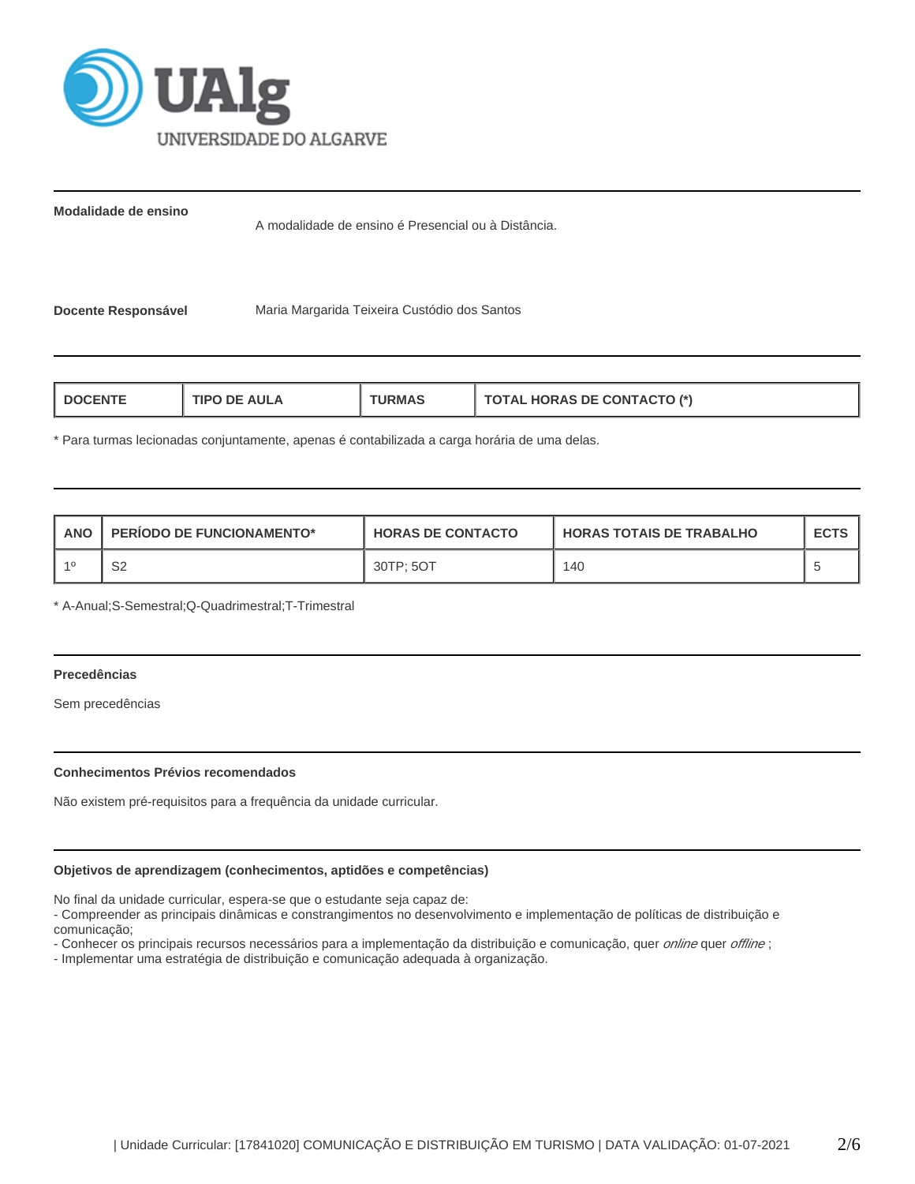**Modalidade de ensino**

A modalidade de ensino é Presencial ou à Distância.

**Docente Responsável**

Maria Margarida Teixeira Custódio dos Santos

| DOCENTE | TIPO DE AULA | TURMAS | TOTAL HORAS DE CONTACTO (*) |
|---|---|---|---|

* Para turmas lecionadas conjuntamente, apenas é contabilizada a carga horária de uma delas.

| ANO | PERÍODO DE FUNCIONAMENTO* | HORAS DE CONTACTO | HORAS TOTAIS DE TRABALHO | ECTS |
|---|---|---|---|---|
| 1º | S2 | 30TP; 5OT | 140 | 5 |

* A-Anual;S-Semestral;Q-Quadrimestral;T-Trimestral

### Precedências

Sem precedências

### Conhecimentos Prévios recomendados

Não existem pré-requisitos para a frequência da unidade curricular.

### Objetivos de aprendizagem (conhecimentos, aptidões e competências)

No final da unidade curricular, espera-se que o estudante seja capaz de:
- Compreender as principais dinâmicas e constrangimentos no desenvolvimento e implementação de políticas de distribuição e comunicação;
- Conhecer os principais recursos necessários para a implementação da distribuição e comunicação, quer *online* quer *offline* ;
- Implementar uma estratégia de distribuição e comunicação adequada à organização.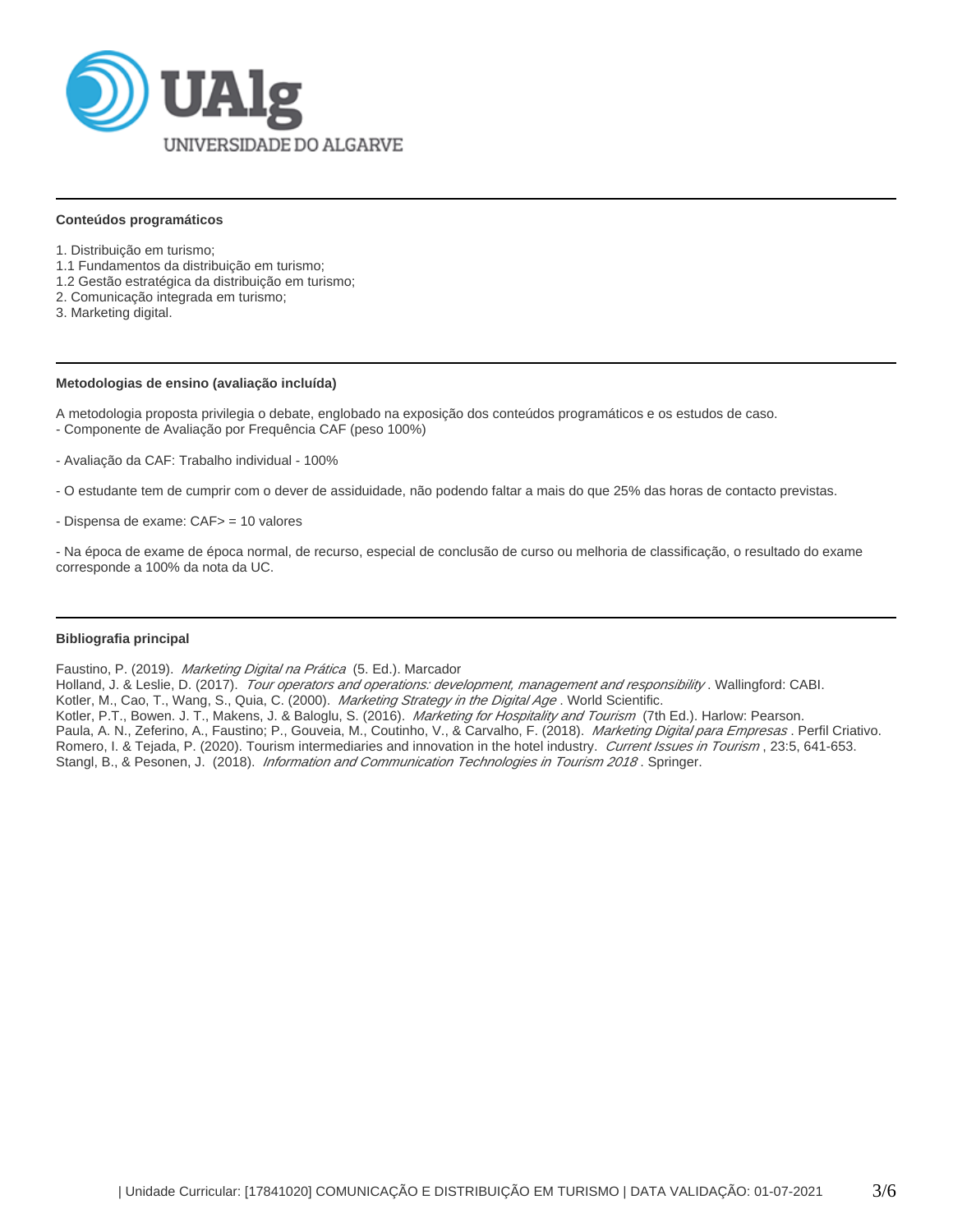### Conteúdos programáticos

1. Distribuição em turismo;
1.1 Fundamentos da distribuição em turismo;
1.2 Gestão estratégica da distribuição em turismo;
2. Comunicação integrada em turismo;
3. Marketing digital.

### Metodologias de ensino (avaliação incluída)

A metodologia proposta privilegia o debate, englobado na exposição dos conteúdos programáticos e os estudos de caso.
- Componente de Avaliação por Frequência CAF (peso 100%)

- Avaliação da CAF: Trabalho individual - 100%

- O estudante tem de cumprir com o dever de assiduidade, não podendo faltar a mais do que 25% das horas de contacto previstas.

- Dispensa de exame: CAF> = 10 valores

- Na época de exame de época normal, de recurso, especial de conclusão de curso ou melhoria de classificação, o resultado do exame corresponde a 100% da nota da UC.

### Bibliografia principal

Faustino, P. (2019). *Marketing Digital na Prática* (5. Ed.). Marcador
Holland, J. & Leslie, D. (2017). *Tour operators and operations: development, management and responsibility* . Wallingford: CABI.
Kotler, M., Cao, T., Wang, S., Quia, C. (2000). *Marketing Strategy in the Digital Age* . World Scientific.
Kotler, P.T., Bowen. J. T., Makens, J. & Baloglu, S. (2016). *Marketing for Hospitality and Tourism* (7th Ed.). Harlow: Pearson.
Paula, A. N., Zeferino, A., Faustino; P., Gouveia, M., Coutinho, V., & Carvalho, F. (2018). *Marketing Digital para Empresas* . Perfil Criativo.
Romero, I. & Tejada, P. (2020). Tourism intermediaries and innovation in the hotel industry. *Current Issues in Tourism* , 23:5, 641-653.
Stangl, B., & Pesonen, J. (2018). *Information and Communication Technologies in Tourism 2018* . Springer.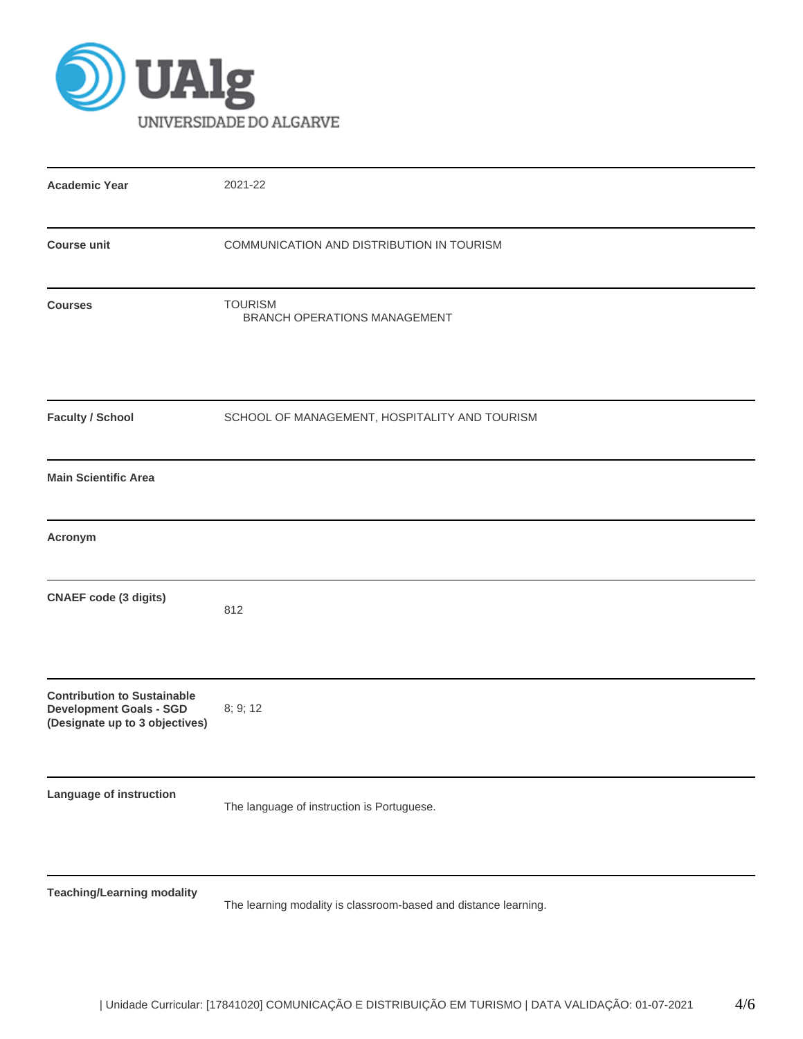| | |
|---|---|
| **Academic Year** | 2021-22 |
| **Course unit** | COMMUNICATION AND DISTRIBUTION IN TOURISM |
| **Courses** | TOURISM<br>BRANCH OPERATIONS MANAGEMENT |
| **Faculty / School** | SCHOOL OF MANAGEMENT, HOSPITALITY AND TOURISM |
| **Main Scientific Area** | |
| **Acronym** | |
| **CNAEF code (3 digits)** | 812 |
| **Contribution to Sustainable Development Goals - SGD (Designate up to 3 objectives)** | 8; 9; 12 |
| **Language of instruction** | The language of instruction is Portuguese. |
| **Teaching/Learning modality** | The learning modality is classroom-based and distance learning. |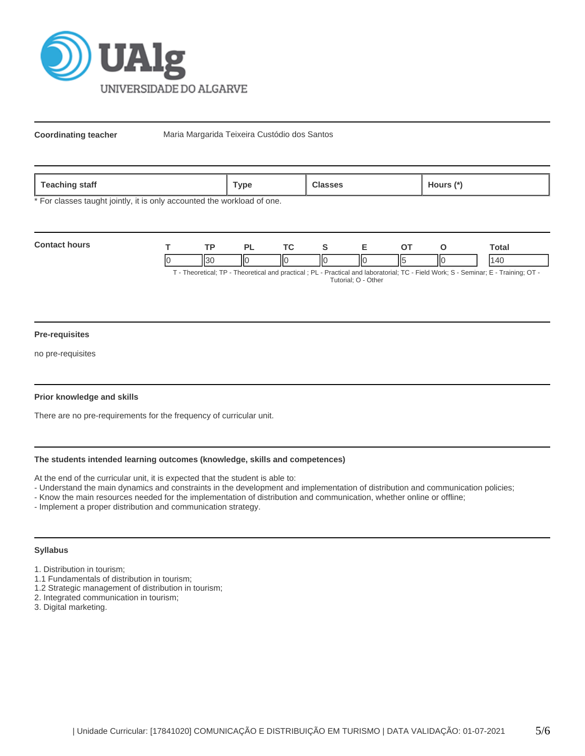**Coordinating teacher** Maria Margarida Teixeira Custódio dos Santos

| Teaching staff | Type | Classes | Hours (*) |
|---|---|---|---|

* For classes taught jointly, it is only accounted the workload of one.

**Contact hours**

| T | TP | PL | TC | S | E | OT | O | Total |
|---|---|---|---|---|---|---|---|---|
| 0 | 30 | 0 | 0 | 0 | 0 | 5 | 0 | 140 |

T - Theoretical; TP - Theoretical and practical ; PL - Practical and laboratorial; TC - Field Work; S - Seminar; E - Training; OT - Tutorial; O - Other

### Pre-requisites

no pre-requisites

### Prior knowledge and skills

There are no pre-requirements for the frequency of curricular unit.

### The students intended learning outcomes (knowledge, skills and competences)

At the end of the curricular unit, it is expected that the student is able to:
- Understand the main dynamics and constraints in the development and implementation of distribution and communication policies;
- Know the main resources needed for the implementation of distribution and communication, whether online or offline;
- Implement a proper distribution and communication strategy.

### Syllabus

1. Distribution in tourism;
1.1 Fundamentals of distribution in tourism;
1.2 Strategic management of distribution in tourism;
2. Integrated communication in tourism;
3. Digital marketing.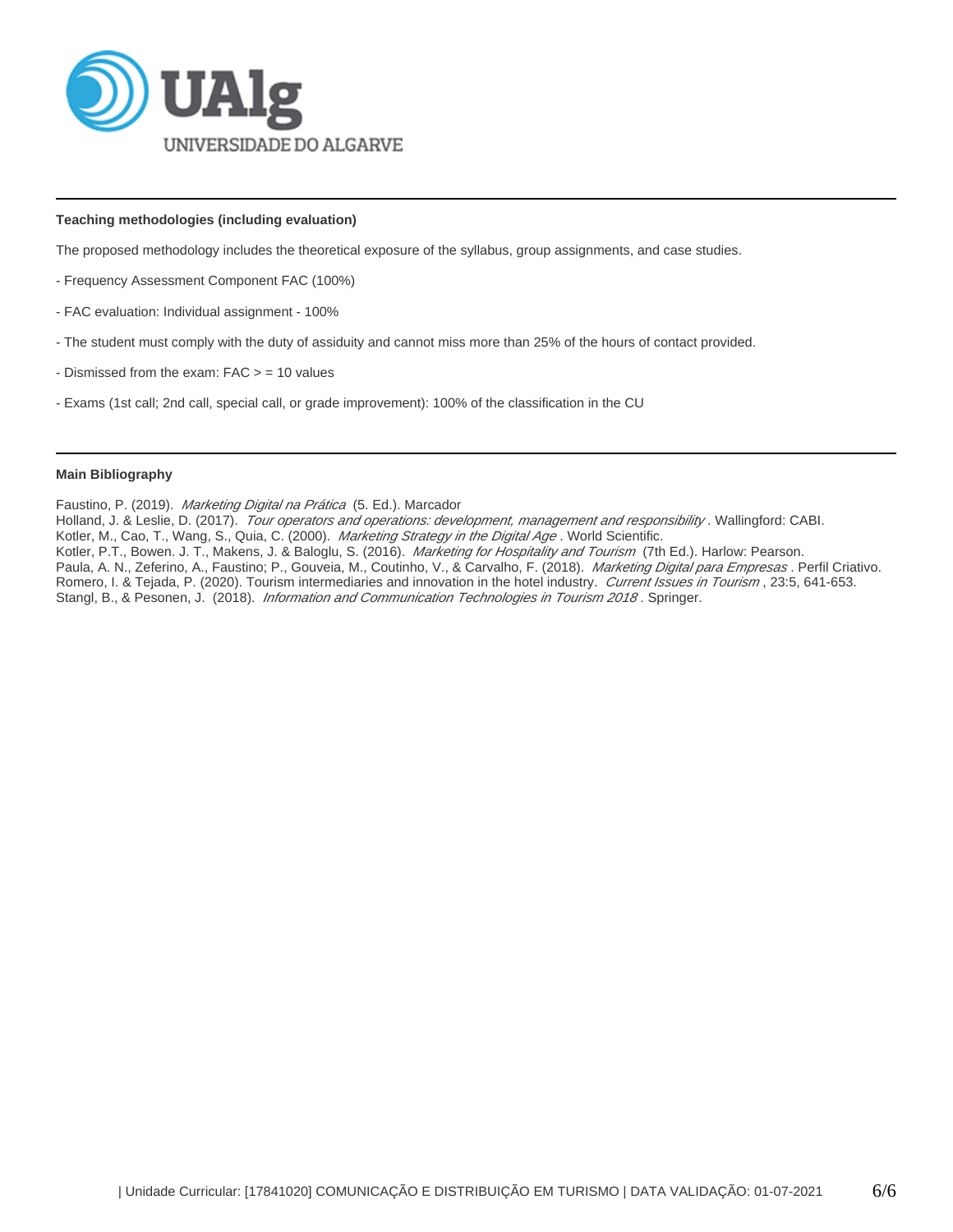### Teaching methodologies (including evaluation)

The proposed methodology includes the theoretical exposure of the syllabus, group assignments, and case studies.

- Frequency Assessment Component FAC (100%)

- FAC evaluation: Individual assignment - 100%

- The student must comply with the duty of assiduity and cannot miss more than 25% of the hours of contact provided.

- Dismissed from the exam: FAC > = 10 values

- Exams (1st call; 2nd call, special call, or grade improvement): 100% of the classification in the CU

### Main Bibliography

Faustino, P. (2019). *Marketing Digital na Prática* (5. Ed.). Marcador
Holland, J. & Leslie, D. (2017). *Tour operators and operations: development, management and responsibility* . Wallingford: CABI.
Kotler, M., Cao, T., Wang, S., Quia, C. (2000). *Marketing Strategy in the Digital Age* . World Scientific.
Kotler, P.T., Bowen. J. T., Makens, J. & Baloglu, S. (2016). *Marketing for Hospitality and Tourism* (7th Ed.). Harlow: Pearson.
Paula, A. N., Zeferino, A., Faustino; P., Gouveia, M., Coutinho, V., & Carvalho, F. (2018). *Marketing Digital para Empresas* . Perfil Criativo.
Romero, I. & Tejada, P. (2020). Tourism intermediaries and innovation in the hotel industry. *Current Issues in Tourism* , 23:5, 641-653.
Stangl, B., & Pesonen, J. (2018). *Information and Communication Technologies in Tourism 2018* . Springer.